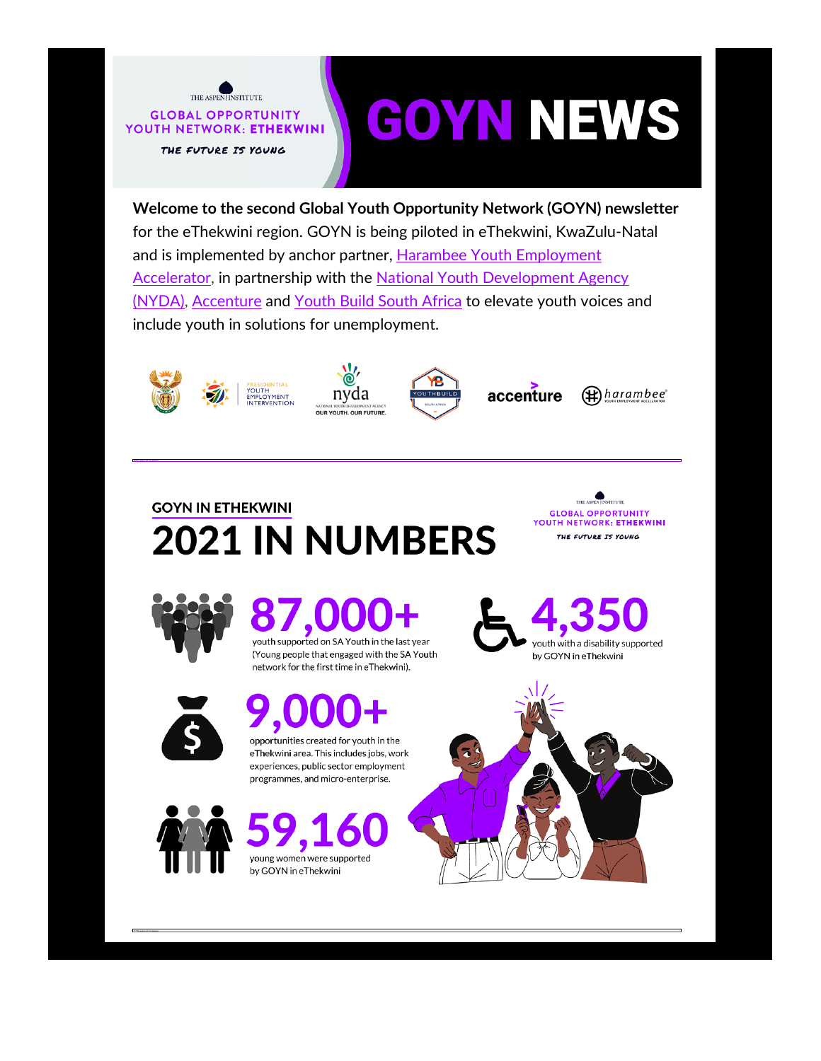THE ASPEN INSTITUTE

GLOBAL OPPORTUNITY YOUTH NETWORK: ETHEKWINI

*THE FUTURE IS YOUNG*

# GOYN NEWS

**Welcome to the second Global Youth Opportunity Network (GOYN) newsletter** for the eThekwini region. GOYN is being piloted in eThekwini, KwaZulu-Natal and is implemented by anchor partner, Harambee Youth Employment Accelerator, in partnership with the National Youth Development Agency (NYDA), Accenture and Youth Build South Africa to elevate youth voices and include youth in solutions for unemployment.

---

## GOYN IN ETHEKWINI

# 2021 IN NUMBERS

**87,000+**
youth supported on SA Youth in the last year (Young people that engaged with the SA Youth network for the first time in eThekwini).

**4,350**
youth with a disability supported by GOYN in eThekwini

**9,000+**
opportunities created for youth in the eThekwini area. This includes jobs, work experiences, public sector employment programmes, and micro-enterprise.

**59,160**
young women were supported by GOYN in eThekwini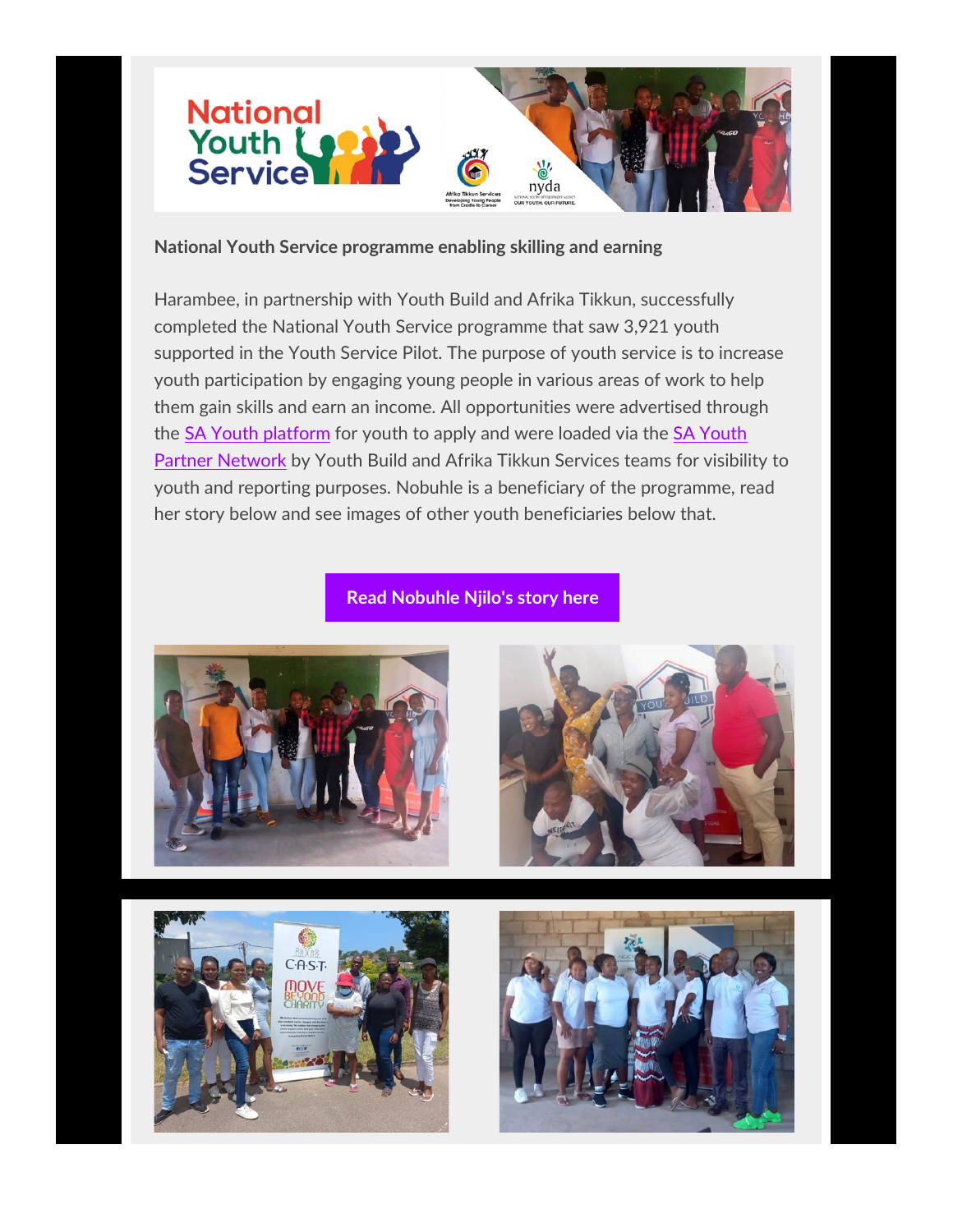**National Youth Service programme enabling skilling and earning**

Harambee, in partnership with Youth Build and Afrika Tikkun, successfully completed the National Youth Service programme that saw 3,921 youth supported in the Youth Service Pilot. The purpose of youth service is to increase youth participation by engaging young people in various areas of work to help them gain skills and earn an income. All opportunities were advertised through the [SA Youth platform] for youth to apply and were loaded via the [SA Youth Partner Network] by Youth Build and Afrika Tikkun Services teams for visibility to youth and reporting purposes. Nobuhle is a beneficiary of the programme, read her story below and see images of other youth beneficiaries below that.

**Read Nobuhle Njilo's story here**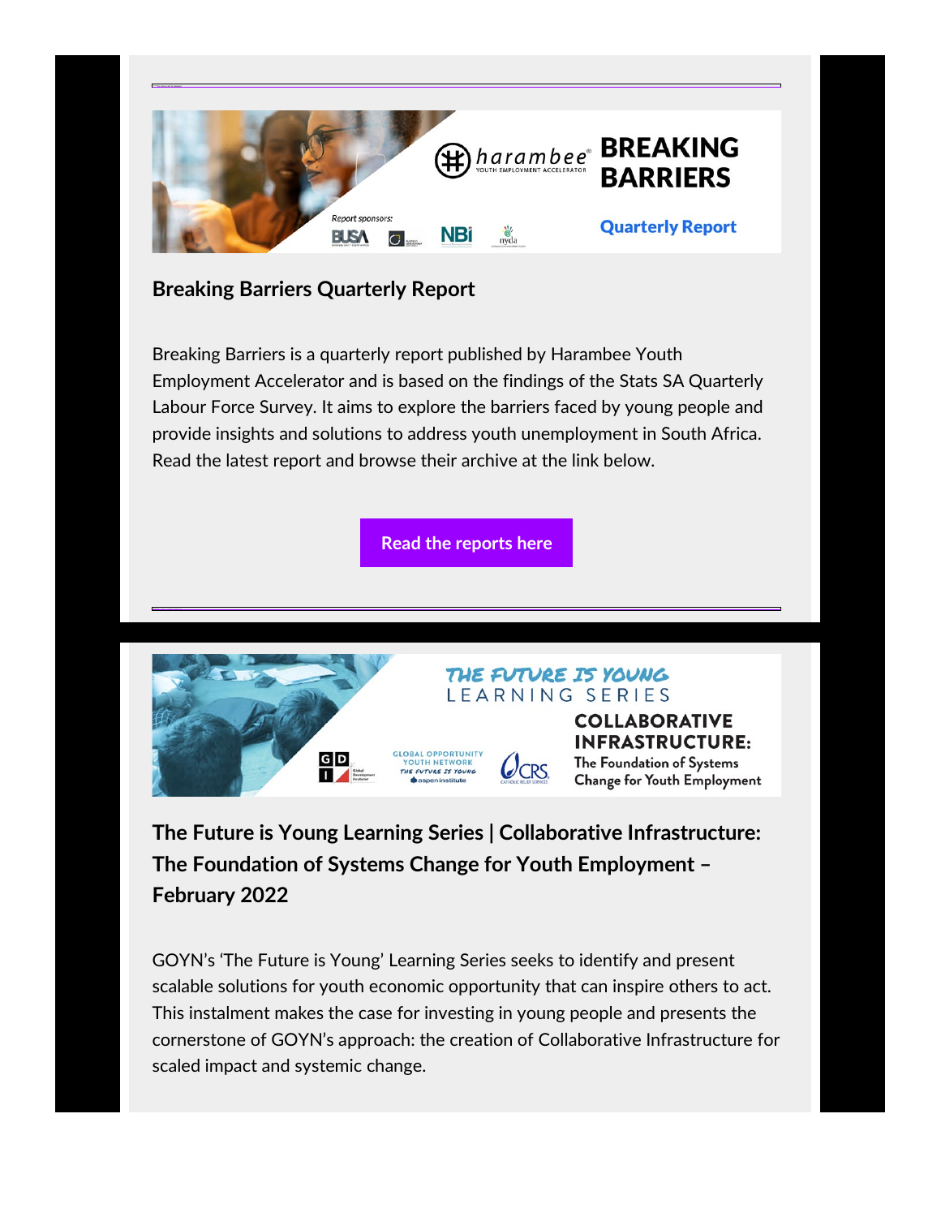## Breaking Barriers Quarterly Report

Breaking Barriers is a quarterly report published by Harambee Youth Employment Accelerator and is based on the findings of the Stats SA Quarterly Labour Force Survey. It aims to explore the barriers faced by young people and provide insights and solutions to address youth unemployment in South Africa. Read the latest report and browse their archive at the link below.

Read the reports here

---

## The Future is Young Learning Series | Collaborative Infrastructure: The Foundation of Systems Change for Youth Employment – February 2022

GOYN's 'The Future is Young' Learning Series seeks to identify and present scalable solutions for youth economic opportunity that can inspire others to act. This instalment makes the case for investing in young people and presents the cornerstone of GOYN's approach: the creation of Collaborative Infrastructure for scaled impact and systemic change.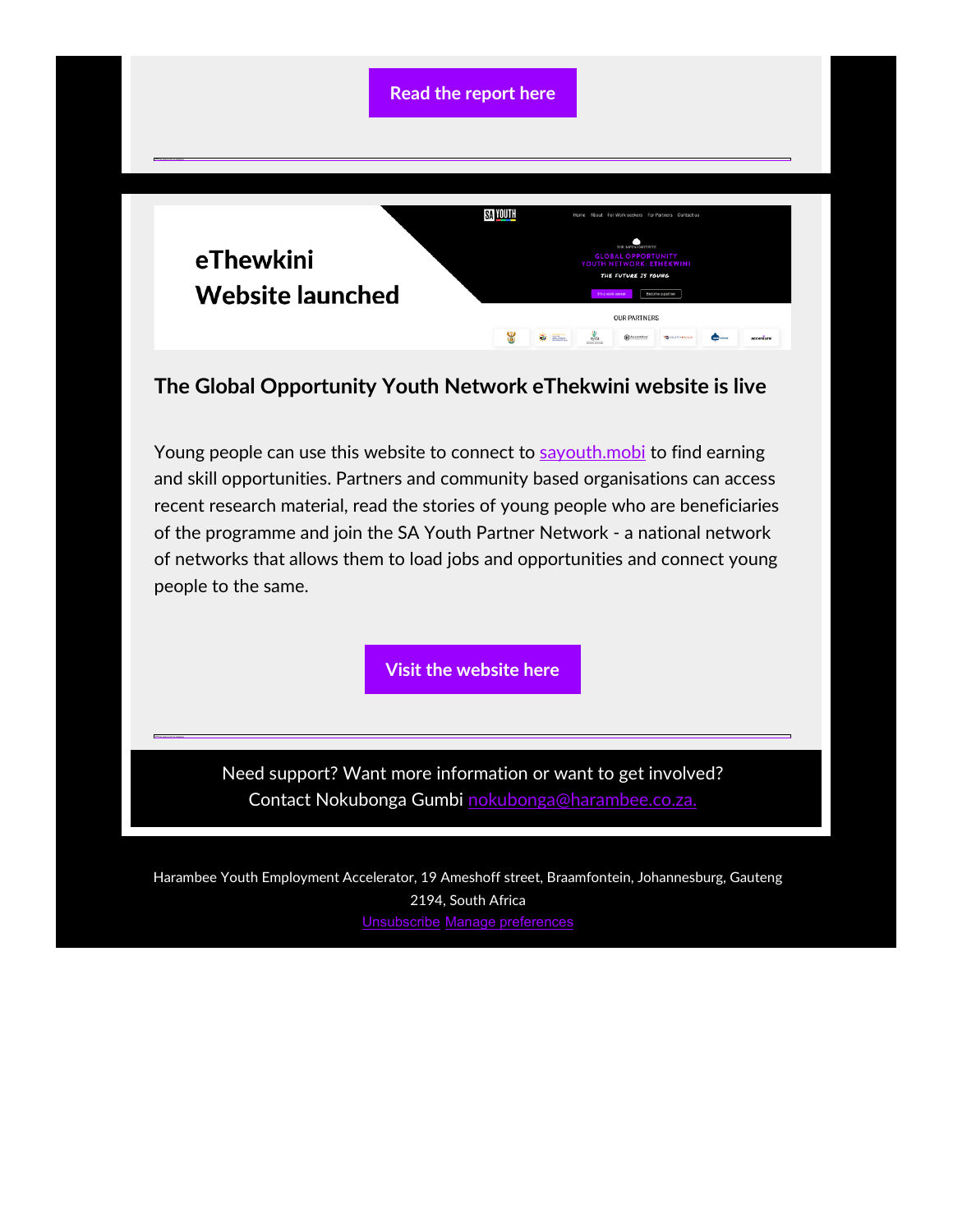Read the report here

eThewkini
Website launched

## The Global Opportunity Youth Network eThekwini website is live

Young people can use this website to connect to sayouth.mobi to find earning and skill opportunities. Partners and community based organisations can access recent research material, read the stories of young people who are beneficiaries of the programme and join the SA Youth Partner Network - a national network of networks that allows them to load jobs and opportunities and connect young people to the same.

Visit the website here

Need support? Want more information or want to get involved?
Contact Nokubonga Gumbi nokubonga@harambee.co.za.

Harambee Youth Employment Accelerator, 19 Ameshoff street, Braamfontein, Johannesburg, Gauteng 2194, South Africa

Unsubscribe Manage preferences